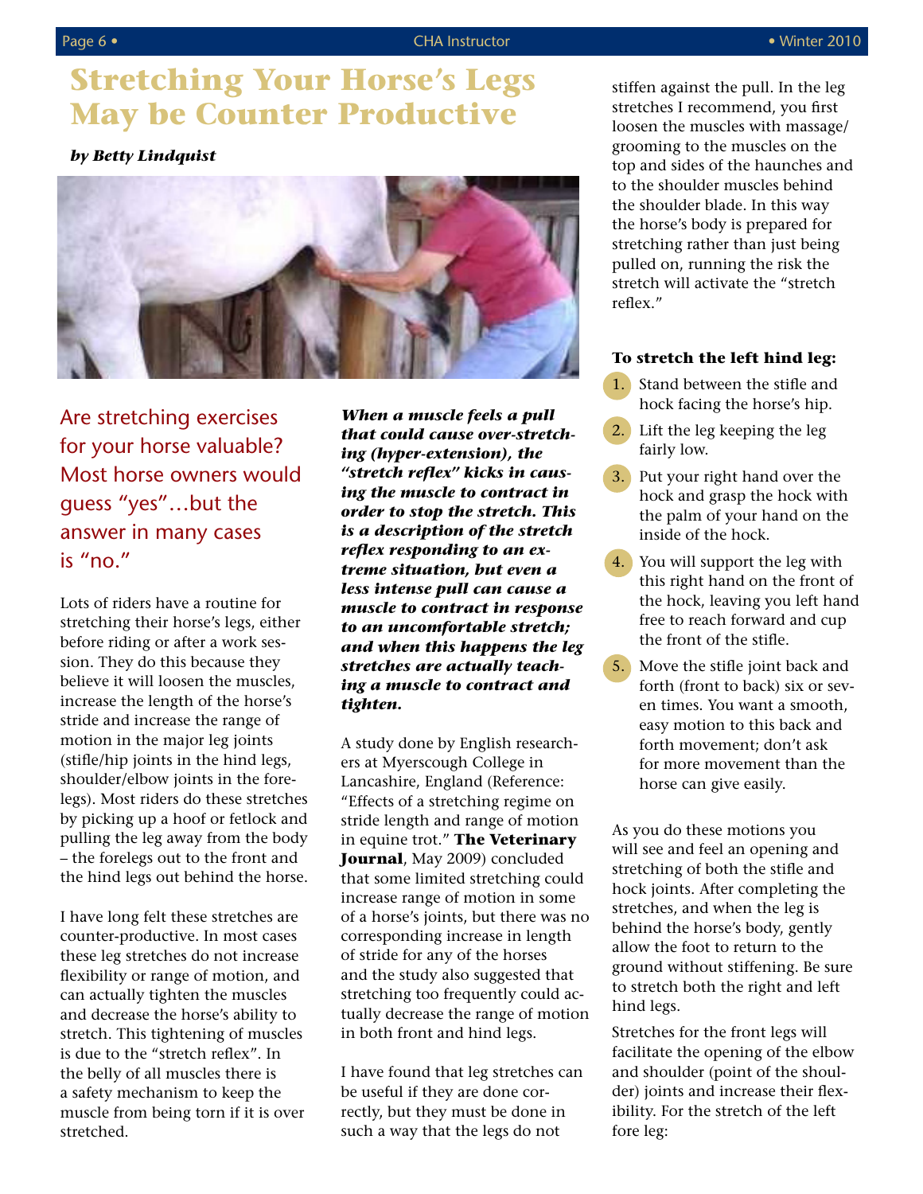// Stretching Your Horse's Legs May be Counter Productive

# Stretching Your Horse's Legs May be Counter Productive

***by Betty Lindquist***

## Are stretching exercises for your horse valuable? Most horse owners would guess "yes"…but the answer in many cases is "no."

Lots of riders have a routine for stretching their horse's legs, either before riding or after a work session. They do this because they believe it will loosen the muscles, increase the length of the horse's stride and increase the range of motion in the major leg joints (stifle/hip joints in the hind legs, shoulder/elbow joints in the forelegs). Most riders do these stretches by picking up a hoof or fetlock and pulling the leg away from the body – the forelegs out to the front and the hind legs out behind the horse.

I have long felt these stretches are counter-productive. In most cases these leg stretches do not increase flexibility or range of motion, and can actually tighten the muscles and decrease the horse's ability to stretch. This tightening of muscles is due to the "stretch reflex". In the belly of all muscles there is a safety mechanism to keep the muscle from being torn if it is over stretched.

***When a muscle feels a pull that could cause over-stretching (hyper-extension), the "stretch reflex" kicks in causing the muscle to contract in order to stop the stretch. This is a description of the stretch reflex responding to an extreme situation, but even a less intense pull can cause a muscle to contract in response to an uncomfortable stretch; and when this happens the leg stretches are actually teaching a muscle to contract and tighten.***

A study done by English researchers at Myerscough College in Lancashire, England (Reference: "Effects of a stretching regime on stride length and range of motion in equine trot." **The Veterinary Journal**, May 2009) concluded that some limited stretching could increase range of motion in some of a horse's joints, but there was no corresponding increase in length of stride for any of the horses and the study also suggested that stretching too frequently could actually decrease the range of motion in both front and hind legs.

I have found that leg stretches can be useful if they are done correctly, but they must be done in such a way that the legs do not stiffen against the pull. In the leg stretches I recommend, you first loosen the muscles with massage/grooming to the muscles on the top and sides of the haunches and to the shoulder muscles behind the shoulder blade. In this way the horse's body is prepared for stretching rather than just being pulled on, running the risk the stretch will activate the "stretch reflex."

**To stretch the left hind leg:**

1. Stand between the stifle and hock facing the horse's hip.
2. Lift the leg keeping the leg fairly low.
3. Put your right hand over the hock and grasp the hock with the palm of your hand on the inside of the hock.
4. You will support the leg with this right hand on the front of the hock, leaving you left hand free to reach forward and cup the front of the stifle.
5. Move the stifle joint back and forth (front to back) six or seven times. You want a smooth, easy motion to this back and forth movement; don't ask for more movement than the horse can give easily.

As you do these motions you will see and feel an opening and stretching of both the stifle and hock joints. After completing the stretches, and when the leg is behind the horse's body, gently allow the foot to return to the ground without stiffening. Be sure to stretch both the right and left hind legs.

Stretches for the front legs will facilitate the opening of the elbow and shoulder (point of the shoulder) joints and increase their flexibility. For the stretch of the left fore leg: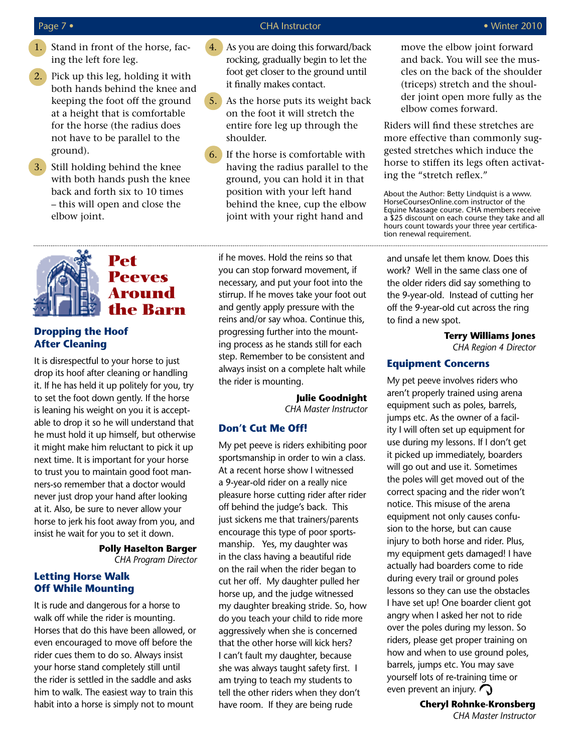1. Stand in front of the horse, facing the left fore leg.
2. Pick up this leg, holding it with both hands behind the knee and keeping the foot off the ground at a height that is comfortable for the horse (the radius does not have to be parallel to the ground).
3. Still holding behind the knee with both hands push the knee back and forth six to 10 times – this will open and close the elbow joint.
4. As you are doing this forward/back rocking, gradually begin to let the foot get closer to the ground until it finally makes contact.
5. As the horse puts its weight back on the foot it will stretch the entire fore leg up through the shoulder.
6. If the horse is comfortable with having the radius parallel to the ground, you can hold it in that position with your left hand behind the knee, cup the elbow joint with your right hand and move the elbow joint forward and back. You will see the muscles on the back of the shoulder (triceps) stretch and the shoulder joint open more fully as the elbow comes forward.

Riders will find these stretches are more effective than commonly suggested stretches which induce the horse to stiffen its legs often activating the "stretch reflex."

About the Author: Betty Lindquist is a www.HorseCoursesOnline.com instructor of the Equine Massage course. CHA members receive a $25 discount on each course they take and all hours count towards your three year certification renewal requirement.

# Pet Peeves Around the Barn

## Dropping the Hoof After Cleaning

It is disrespectful to your horse to just drop its hoof after cleaning or handling it. If he has held it up politely for you, try to set the foot down gently. If the horse is leaning his weight on you it is acceptable to drop it so he will understand that he must hold it up himself, but otherwise it might make him reluctant to pick it up next time. It is important for your horse to trust you to maintain good foot manners-so remember that a doctor would never just drop your hand after looking at it. Also, be sure to never allow your horse to jerk his foot away from you, and insist he wait for you to set it down.

**Polly Haselton Barger**
*CHA Program Director*

## Letting Horse Walk Off While Mounting

It is rude and dangerous for a horse to walk off while the rider is mounting. Horses that do this have been allowed, or even encouraged to move off before the rider cues them to do so. Always insist your horse stand completely still until the rider is settled in the saddle and asks him to walk. The easiest way to train this habit into a horse is simply not to mount if he moves. Hold the reins so that you can stop forward movement, if necessary, and put your foot into the stirrup. If he moves take your foot out and gently apply pressure with the reins and/or say whoa. Continue this, progressing further into the mounting process as he stands still for each step. Remember to be consistent and always insist on a complete halt while the rider is mounting.

**Julie Goodnight**
*CHA Master Instructor*

## Don't Cut Me Off!

My pet peeve is riders exhibiting poor sportsmanship in order to win a class. At a recent horse show I witnessed a 9-year-old rider on a really nice pleasure horse cutting rider after rider off behind the judge's back. This just sickens me that trainers/parents encourage this type of poor sportsmanship. Yes, my daughter was in the class having a beautiful ride on the rail when the rider began to cut her off. My daughter pulled her horse up, and the judge witnessed my daughter breaking stride. So, how do you teach your child to ride more aggressively when she is concerned that the other horse will kick hers? I can't fault my daughter, because she was always taught safety first. I am trying to teach my students to tell the other riders when they don't have room. If they are being rude and unsafe let them know. Does this work? Well in the same class one of the older riders did say something to the 9-year-old. Instead of cutting her off the 9-year-old cut across the ring to find a new spot.

**Terry Williams Jones**
*CHA Region 4 Director*

## Equipment Concerns

My pet peeve involves riders who aren't properly trained using arena equipment such as poles, barrels, jumps etc. As the owner of a facility I will often set up equipment for use during my lessons. If I don't get it picked up immediately, boarders will go out and use it. Sometimes the poles will get moved out of the correct spacing and the rider won't notice. This misuse of the arena equipment not only causes confusion to the horse, but can cause injury to both horse and rider. Plus, my equipment gets damaged! I have actually had boarders come to ride during every trail or ground poles lessons so they can use the obstacles I have set up! One boarder client got angry when I asked her not to ride over the poles during my lesson. So riders, please get proper training on how and when to use ground poles, barrels, jumps etc. You may save yourself lots of re-training time or even prevent an injury.

**Cheryl Rohnke-Kronsberg**
*CHA Master Instructor*